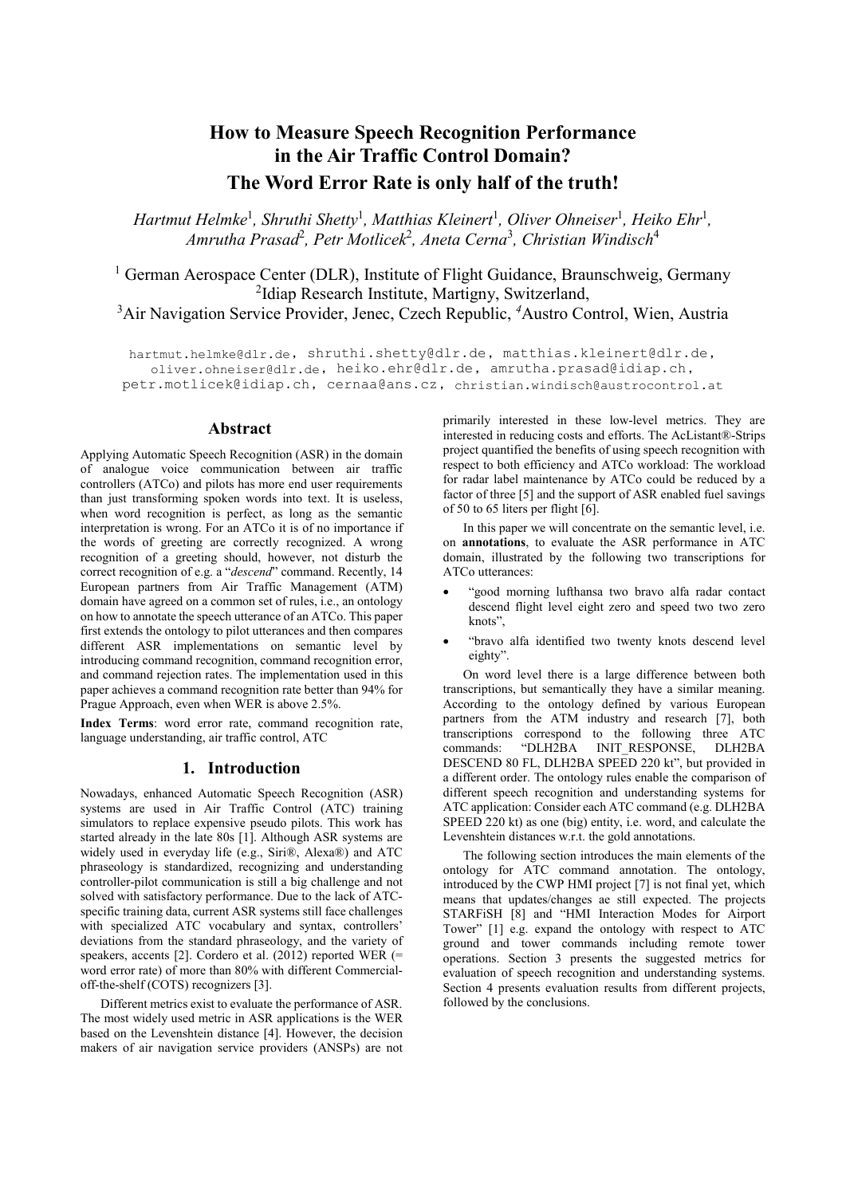# How to Measure Speech Recognition Performance in the Air Traffic Control Domain? The Word Error Rate is only half of the truth!

*Hartmut Helmke*[1], *Shruthi Shetty*[1], *Matthias Kleinert*[1], *Oliver Ohneiser*[1], *Heiko Ehr*[1], *Amrutha Prasad*[2], *Petr Motlicek*[2], *Aneta Cerna*[3], *Christian Windisch*[4]

[1] German Aerospace Center (DLR), Institute of Flight Guidance, Braunschweig, Germany
[2]Idiap Research Institute, Martigny, Switzerland,
[3]Air Navigation Service Provider, Jenec, Czech Republic, [4]Austro Control, Wien, Austria

hartmut.helmke@dlr.de, shruthi.shetty@dlr.de, matthias.kleinert@dlr.de, oliver.ohneiser@dlr.de, heiko.ehr@dlr.de, amrutha.prasad@idiap.ch, petr.motlicek@idiap.ch, cernaa@ans.cz, christian.windisch@austrocontrol.at

## Abstract

Applying Automatic Speech Recognition (ASR) in the domain of analogue voice communication between air traffic controllers (ATCo) and pilots has more end user requirements than just transforming spoken words into text. It is useless, when word recognition is perfect, as long as the semantic interpretation is wrong. For an ATCo it is of no importance if the words of greeting are correctly recognized. A wrong recognition of a greeting should, however, not disturb the correct recognition of e.g. a "*descend*" command. Recently, 14 European partners from Air Traffic Management (ATM) domain have agreed on a common set of rules, i.e., an ontology on how to annotate the speech utterance of an ATCo. This paper first extends the ontology to pilot utterances and then compares different ASR implementations on semantic level by introducing command recognition, command recognition error, and command rejection rates. The implementation used in this paper achieves a command recognition rate better than 94% for Prague Approach, even when WER is above 2.5%.

**Index Terms**: word error rate, command recognition rate, language understanding, air traffic control, ATC

## 1. Introduction

Nowadays, enhanced Automatic Speech Recognition (ASR) systems are used in Air Traffic Control (ATC) training simulators to replace expensive pseudo pilots. This work has started already in the late 80s [1]. Although ASR systems are widely used in everyday life (e.g., Siri®, Alexa®) and ATC phraseology is standardized, recognizing and understanding controller-pilot communication is still a big challenge and not solved with satisfactory performance. Due to the lack of ATC-specific training data, current ASR systems still face challenges with specialized ATC vocabulary and syntax, controllers' deviations from the standard phraseology, and the variety of speakers, accents [2]. Cordero et al. (2012) reported WER (= word error rate) of more than 80% with different Commercial-off-the-shelf (COTS) recognizers [3].

Different metrics exist to evaluate the performance of ASR. The most widely used metric in ASR applications is the WER based on the Levenshtein distance [4]. However, the decision makers of air navigation service providers (ANSPs) are not primarily interested in these low-level metrics. They are interested in reducing costs and efforts. The AcListant®-Strips project quantified the benefits of using speech recognition with respect to both efficiency and ATCo workload: The workload for radar label maintenance by ATCo could be reduced by a factor of three [5] and the support of ASR enabled fuel savings of 50 to 65 liters per flight [6].

In this paper we will concentrate on the semantic level, i.e. on **annotations**, to evaluate the ASR performance in ATC domain, illustrated by the following two transcriptions for ATCo utterances:

- "good morning lufthansa two bravo alfa radar contact descend flight level eight zero and speed two two zero knots",
- "bravo alfa identified two twenty knots descend level eighty".

On word level there is a large difference between both transcriptions, but semantically they have a similar meaning. According to the ontology defined by various European partners from the ATM industry and research [7], both transcriptions correspond to the following three ATC commands: "DLH2BA INIT_RESPONSE, DLH2BA DESCEND 80 FL, DLH2BA SPEED 220 kt", but provided in a different order. The ontology rules enable the comparison of different speech recognition and understanding systems for ATC application: Consider each ATC command (e.g. DLH2BA SPEED 220 kt) as one (big) entity, i.e. word, and calculate the Levenshtein distances w.r.t. the gold annotations.

The following section introduces the main elements of the ontology for ATC command annotation. The ontology, introduced by the CWP HMI project [7] is not final yet, which means that updates/changes ae still expected. The projects STARFiSH [8] and "HMI Interaction Modes for Airport Tower" [1] e.g. expand the ontology with respect to ATC ground and tower commands including remote tower operations. Section 3 presents the suggested metrics for evaluation of speech recognition and understanding systems. Section 4 presents evaluation results from different projects, followed by the conclusions.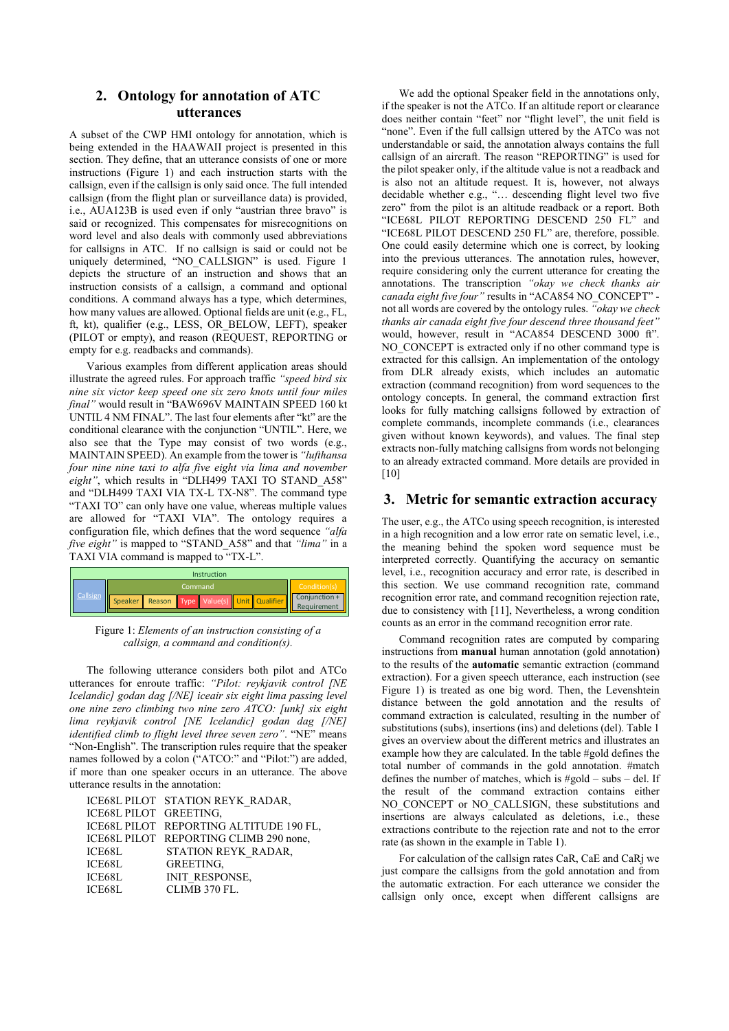## 2. Ontology for annotation of ATC utterances

A subset of the CWP HMI ontology for annotation, which is being extended in the HAAWAII project is presented in this section. They define, that an utterance consists of one or more instructions (Figure 1) and each instruction starts with the callsign, even if the callsign is only said once. The full intended callsign (from the flight plan or surveillance data) is provided, i.e., AUA123B is used even if only "austrian three bravo" is said or recognized. This compensates for misrecognitions on word level and also deals with commonly used abbreviations for callsigns in ATC. If no callsign is said or could not be uniquely determined, "NO_CALLSIGN" is used. Figure 1 depicts the structure of an instruction and shows that an instruction consists of a callsign, a command and optional conditions. A command always has a type, which determines, how many values are allowed. Optional fields are unit (e.g., FL, ft, kt), qualifier (e.g., LESS, OR_BELOW, LEFT), speaker (PILOT or empty), and reason (REQUEST, REPORTING or empty for e.g. readbacks and commands).

Various examples from different application areas should illustrate the agreed rules. For approach traffic *"speed bird six nine six victor keep speed one six zero knots until four miles final"* would result in "BAW696V MAINTAIN SPEED 160 kt UNTIL 4 NM FINAL". The last four elements after "kt" are the conditional clearance with the conjunction "UNTIL". Here, we also see that the Type may consist of two words (e.g., MAINTAIN SPEED). An example from the tower is *"lufthansa four nine nine taxi to alfa five eight via lima and november eight"*, which results in "DLH499 TAXI TO STAND_A58" and "DLH499 TAXI VIA TX-L TX-N8". The command type "TAXI TO" can only have one value, whereas multiple values are allowed for "TAXI VIA". The ontology requires a configuration file, which defines that the word sequence *"alfa five eight"* is mapped to "STAND_A58" and that *"lima"* in a TAXI VIA command is mapped to "TX-L".

| Instruction | | | | | | | |
|---|---|---|---|---|---|---|---|
| Callsign | Command | | | | | | Condition(s) |
| | Speaker | Reason | Type | Value(s) | Unit | Qualifier | Conjunction + Requirement |

Figure 1: *Elements of an instruction consisting of a callsign, a command and condition(s).*

The following utterance considers both pilot and ATCo utterances for enroute traffic: *"Pilot: reykjavik control [NE Icelandic] godan dag [/NE] iceair six eight lima passing level one nine zero climbing two nine zero ATCO: [unk] six eight lima reykjavik control [NE Icelandic] godan dag [/NE] identified climb to flight level three seven zero"*. "NE" means "Non-English". The transcription rules require that the speaker names followed by a colon ("ATCO:" and "Pilot:") are added, if more than one speaker occurs in an utterance. The above utterance results in the annotation:

```
ICE68L PILOT   STATION REYK_RADAR,
ICE68L PILOT   GREETING,
ICE68L PILOT   REPORTING ALTITUDE 190 FL,
ICE68L PILOT   REPORTING CLIMB 290 none,
ICE68L         STATION REYK_RADAR,
ICE68L         GREETING,
ICE68L         INIT_RESPONSE,
ICE68L         CLIMB 370 FL.
```

We add the optional Speaker field in the annotations only, if the speaker is not the ATCo. If an altitude report or clearance does neither contain "feet" nor "flight level", the unit field is "none". Even if the full callsign uttered by the ATCo was not understandable or said, the annotation always contains the full callsign of an aircraft. The reason "REPORTING" is used for the pilot speaker only, if the altitude value is not a readback and is also not an altitude request. It is, however, not always decidable whether e.g., "… descending flight level two five zero" from the pilot is an altitude readback or a report. Both "ICE68L PILOT REPORTING DESCEND 250 FL" and "ICE68L PILOT DESCEND 250 FL" are, therefore, possible. One could easily determine which one is correct, by looking into the previous utterances. The annotation rules, however, require considering only the current utterance for creating the annotations. The transcription *"okay we check thanks air canada eight five four"* results in "ACA854 NO_CONCEPT" - not all words are covered by the ontology rules. *"okay we check thanks air canada eight five four descend three thousand feet"* would, however, result in "ACA854 DESCEND 3000 ft". NO_CONCEPT is extracted only if no other command type is extracted for this callsign. An implementation of the ontology from DLR already exists, which includes an automatic extraction (command recognition) from word sequences to the ontology concepts. In general, the command extraction first looks for fully matching callsigns followed by extraction of complete commands, incomplete commands (i.e., clearances given without known keywords), and values. The final step extracts non-fully matching callsigns from words not belonging to an already extracted command. More details are provided in [10]

## 3. Metric for semantic extraction accuracy

The user, e.g., the ATCo using speech recognition, is interested in a high recognition and a low error rate on sematic level, i.e., the meaning behind the spoken word sequence must be interpreted correctly. Quantifying the accuracy on semantic level, i.e., recognition accuracy and error rate, is described in this section. We use command recognition rate, command recognition error rate, and command recognition rejection rate, due to consistency with [11], Nevertheless, a wrong condition counts as an error in the command recognition error rate.

Command recognition rates are computed by comparing instructions from **manual** human annotation (gold annotation) to the results of the **automatic** semantic extraction (command extraction). For a given speech utterance, each instruction (see Figure 1) is treated as one big word. Then, the Levenshtein distance between the gold annotation and the results of command extraction is calculated, resulting in the number of substitutions (subs), insertions (ins) and deletions (del). Table 1 gives an overview about the different metrics and illustrates an example how they are calculated. In the table #gold defines the total number of commands in the gold annotation. #match defines the number of matches, which is #gold – subs – del. If the result of the command extraction contains either NO_CONCEPT or NO_CALLSIGN, these substitutions and insertions are always calculated as deletions, i.e., these extractions contribute to the rejection rate and not to the error rate (as shown in the example in Table 1).

For calculation of the callsign rates CaR, CaE and CaRj we just compare the callsigns from the gold annotation and from the automatic extraction. For each utterance we consider the callsign only once, except when different callsigns are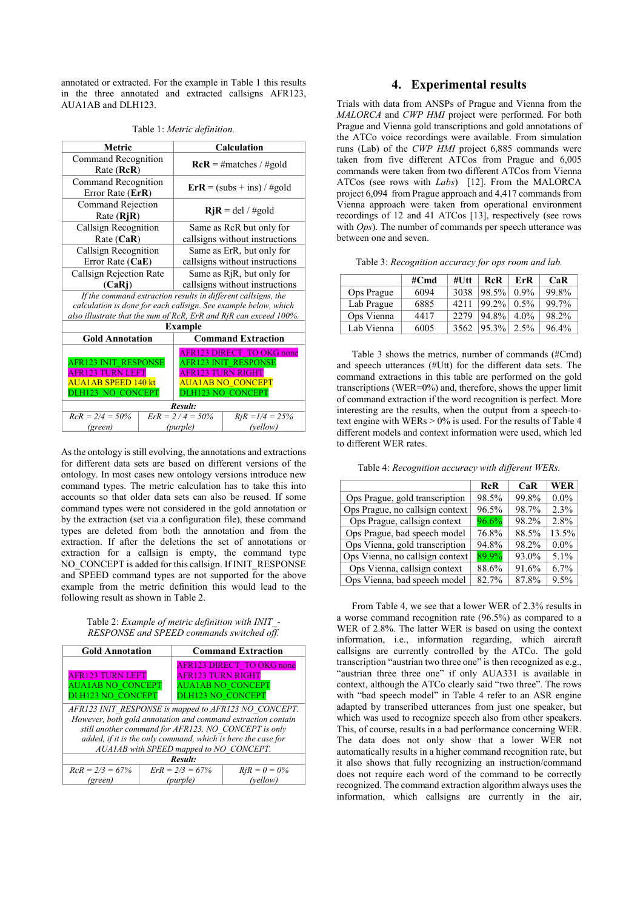annotated or extracted. For the example in Table 1 this results in the three annotated and extracted callsigns AFR123, AUA1AB and DLH123.

Table 1: *Metric definition.*

| Metric | Calculation | |
|---|---|---|
| Command Recognition Rate (**RcR**) | **RcR** = #matches / #gold | |
| Command Recognition Error Rate (**ErR**) | **ErR** = (subs + ins) / #gold | |
| Command Rejection Rate (**RjR**) | **RjR** = del / #gold | |
| Callsign Recognition Rate (**CaR**) | Same as RcR but only for callsigns without instructions | |
| Callsign Recognition Error Rate (**CaE**) | Same as ErR, but only for callsigns without instructions | |
| Callsign Rejection Rate (**CaRj**) | Same as RjR, but only for callsigns without instructions | |
| *If the command extraction results in different callsigns, the calculation is done for each callsign. See example below, which also illustrate that the sum of RcR, ErR and RjR can exceed 100%.* | | |
| **Example** | | |
| **Gold Annotation** | **Command Extraction** | |
| AFR123 INIT_RESPONSE<br>AFR123 TURN LEFT<br>AUA1AB SPEED 140 kt<br>DLH123 NO_CONCEPT | AFR123 DIRECT_TO OKG none<br>AFR123 INIT_RESPONSE<br>AFR123 TURN RIGHT<br>AUA1AB NO_CONCEPT<br>DLH123 NO_CONCEPT | |
| ***Result:*** | | |
| *RcR = 2/4 = 50% (green)* | *ErR = 2 / 4 = 50% (purple)* | *RjR =1/4 = 25% (yellow)* |

As the ontology is still evolving, the annotations and extractions for different data sets are based on different versions of the ontology. In most cases new ontology versions introduce new command types. The metric calculation has to take this into accounts so that older data sets can also be reused. If some command types were not considered in the gold annotation or by the extraction (set via a configuration file), these command types are deleted from both the annotation and from the extraction. If after the deletions the set of annotations or extraction for a callsign is empty, the command type NO_CONCEPT is added for this callsign. If INIT_RESPONSE and SPEED command types are not supported for the above example from the metric definition this would lead to the following result as shown in Table 2.

Table 2: *Example of metric definition with INIT_-RESPONSE and SPEED commands switched off.*

| Gold Annotation | Command Extraction | |
|---|---|---|
| AFR123 TURN LEFT<br>AUA1AB NO_CONCEPT<br>DLH123 NO_CONCEPT | AFR123 DIRECT_TO OKG none<br>AFR123 TURN RIGHT<br>AUA1AB NO_CONCEPT<br>DLH123 NO_CONCEPT | |
| *AFR123 INIT_RESPONSE is mapped to AFR123 NO_CONCEPT. However, both gold annotation and command extraction contain still another command for AFR123. NO_CONCEPT is only added, if it is the only command, which is here the case for AUA1AB with SPEED mapped to NO_CONCEPT.* | | |
| ***Result:*** | | |
| *RcR = 2/3 = 67% (green)* | *ErR = 2/3 = 67% (purple)* | *RjR = 0 = 0% (yellow)* |

## 4. Experimental results

Trials with data from ANSPs of Prague and Vienna from the *MALORCA* and *CWP HMI* project were performed. For both Prague and Vienna gold transcriptions and gold annotations of the ATCo voice recordings were available. From simulation runs (Lab) of the *CWP HMI* project 6,885 commands were taken from five different ATCos from Prague and 6,005 commands were taken from two different ATCos from Vienna ATCos (see rows with *Labs*) [12]. From the MALORCA project 6,094 from Prague approach and 4,417 commands from Vienna approach were taken from operational environment recordings of 12 and 41 ATCos [13], respectively (see rows with *Ops*). The number of commands per speech utterance was between one and seven.

Table 3: *Recognition accuracy for ops room and lab.*

| | #Cmd | #Utt | RcR | ErR | CaR |
|---|---|---|---|---|---|
| Ops Prague | 6094 | 3038 | 98.5% | 0.9% | 99.8% |
| Lab Prague | 6885 | 4211 | 99.2% | 0.5% | 99.7% |
| Ops Vienna | 4417 | 2279 | 94.8% | 4.0% | 98.2% |
| Lab Vienna | 6005 | 3562 | 95.3% | 2.5% | 96.4% |

Table 3 shows the metrics, number of commands (#Cmd) and speech utterances (#Utt) for the different data sets. The command extractions in this table are performed on the gold transcriptions (WER=0%) and, therefore, shows the upper limit of command extraction if the word recognition is perfect. More interesting are the results, when the output from a speech-to-text engine with WERs > 0% is used. For the results of Table 4 different models and context information were used, which led to different WER rates.

Table 4: *Recognition accuracy with different WERs.*

| | RcR | CaR | WER |
|---|---|---|---|
| Ops Prague, gold transcription | 98.5% | 99.8% | 0.0% |
| Ops Prague, no callsign context | 96.5% | 98.7% | 2.3% |
| Ops Prague, callsign context | 96.6% | 98.2% | 2.8% |
| Ops Prague, bad speech model | 76.8% | 88.5% | 13.5% |
| Ops Vienna, gold transcription | 94.8% | 98.2% | 0.0% |
| Ops Vienna, no callsign context | 89.9% | 93.0% | 5.1% |
| Ops Vienna, callsign context | 88.6% | 91.6% | 6.7% |
| Ops Vienna, bad speech model | 82.7% | 87.8% | 9.5% |

From Table 4, we see that a lower WER of 2.3% results in a worse command recognition rate (96.5%) as compared to a WER of 2.8%. The latter WER is based on using the context information, i.e., information regarding, which aircraft callsigns are currently controlled by the ATCo. The gold transcription "austrian two three one" is then recognized as e.g., "austrian three three one" if only AUA331 is available in context, although the ATCo clearly said "two three". The rows with "bad speech model" in Table 4 refer to an ASR engine adapted by transcribed utterances from just one speaker, but which was used to recognize speech also from other speakers. This, of course, results in a bad performance concerning WER. The data does not only show that a lower WER not automatically results in a higher command recognition rate, but it also shows that fully recognizing an instruction/command does not require each word of the command to be correctly recognized. The command extraction algorithm always uses the information, which callsigns are currently in the air,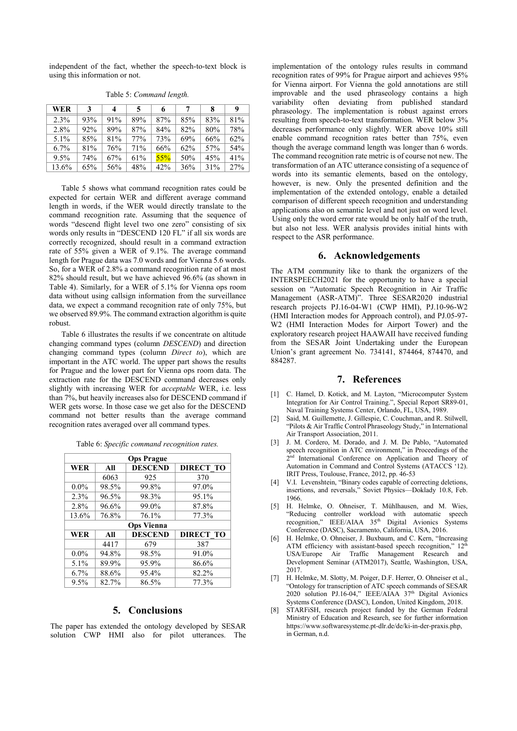independent of the fact, whether the speech-to-text block is using this information or not.

Table 5: *Command length.*

| WER | 3 | 4 | 5 | 6 | 7 | 8 | 9 |
|---|---|---|---|---|---|---|---|
| 2.3% | 93% | 91% | 89% | 87% | 85% | 83% | 81% |
| 2.8% | 92% | 89% | 87% | 84% | 82% | 80% | 78% |
| 5.1% | 85% | 81% | 77% | 73% | 69% | 66% | 62% |
| 6.7% | 81% | 76% | 71% | 66% | 62% | 57% | 54% |
| 9.5% | 74% | 67% | 61% | 55% | 50% | 45% | 41% |
| 13.6% | 65% | 56% | 48% | 42% | 36% | 31% | 27% |

Table 5 shows what command recognition rates could be expected for certain WER and different average command length in words, if the WER would directly translate to the command recognition rate. Assuming that the sequence of words "descend flight level two one zero" consisting of six words only results in "DESCEND 120 FL" if all six words are correctly recognized, should result in a command extraction rate of 55% given a WER of 9.1%. The average command length for Prague data was 7.0 words and for Vienna 5.6 words. So, for a WER of 2.8% a command recognition rate of at most 82% should result, but we have achieved 96.6% (as shown in Table 4). Similarly, for a WER of 5.1% for Vienna ops room data without using callsign information from the surveillance data, we expect a command recognition rate of only 75%, but we observed 89.9%. The command extraction algorithm is quite robust.

Table 6 illustrates the results if we concentrate on altitude changing command types (column *DESCEND*) and direction changing command types (column *Direct to*), which are important in the ATC world. The upper part shows the results for Prague and the lower part for Vienna ops room data. The extraction rate for the DESCEND command decreases only slightly with increasing WER for *acceptable* WER, i.e. less than 7%, but heavily increases also for DESCEND command if WER gets worse. In those case we get also for the DESCEND command not better results than the average command recognition rates averaged over all command types.

Table 6: *Specific command recognition rates.*

| Ops Prague | | | |
|---|---|---|---|
| **WER** | **All** | **DESCEND** | **DIRECT_TO** |
| | 6063 | 925 | 370 |
| 0.0% | 98.5% | 99.8% | 97.0% |
| 2.3% | 96.5% | 98.3% | 95.1% |
| 2.8% | 96.6% | 99.0% | 87.8% |
| 13.6% | 76.8% | 76.1% | 77.3% |
| **Ops Vienna** | | | |
| **WER** | **All** | **DESCEND** | **DIRECT_TO** |
| | 4417 | 679 | 387 |
| 0.0% | 94.8% | 98.5% | 91.0% |
| 5.1% | 89.9% | 95.9% | 86.6% |
| 6.7% | 88.6% | 95.4% | 82.2% |
| 9.5% | 82.7% | 86.5% | 77.3% |

## 5. Conclusions

The paper has extended the ontology developed by SESAR solution CWP HMI also for pilot utterances. The implementation of the ontology rules results in command recognition rates of 99% for Prague airport and achieves 95% for Vienna airport. For Vienna the gold annotations are still improvable and the used phraseology contains a high variability often deviating from published standard phraseology. The implementation is robust against errors resulting from speech-to-text transformation. WER below 3% decreases performance only slightly. WER above 10% still enable command recognition rates better than 75%, even though the average command length was longer than 6 words. The command recognition rate metric is of course not new. The transformation of an ATC utterance consisting of a sequence of words into its semantic elements, based on the ontology, however, is new. Only the presented definition and the implementation of the extended ontology, enable a detailed comparison of different speech recognition and understanding applications also on semantic level and not just on word level. Using only the word error rate would be only half of the truth, but also not less. WER analysis provides initial hints with respect to the ASR performance.

## 6. Acknowledgements

The ATM community like to thank the organizers of the INTERSPEECH2021 for the opportunity to have a special session on "Automatic Speech Recognition in Air Traffic Management (ASR-ATM)". Three SESAR2020 industrial research projects PJ.16-04-W1 (CWP HMI), PJ.10-96-W2 (HMI Interaction modes for Approach control), and PJ.05-97-W2 (HMI Interaction Modes for Airport Tower) and the exploratory research project HAAWAII have received funding from the SESAR Joint Undertaking under the European Union's grant agreement No. 734141, 874464, 874470, and 884287.

## 7. References

[1] C. Hamel, D. Kotick, and M. Layton, "Microcomputer System Integration for Air Control Training.", Special Report SR89-01, Naval Training Systems Center, Orlando, FL, USA, 1989.

[2] Said, M. Guillemette, J. Gillespie, C. Couchman, and R. Stilwell, "Pilots & Air Traffic Control Phraseology Study," in International Air Transport Association, 2011.

[3] J. M. Cordero, M. Dorado, and J. M. De Pablo, "Automated speech recognition in ATC environment," in Proceedings of the 2nd International Conference on Application and Theory of Automation in Command and Control Systems (ATACCS '12). IRIT Press, Toulouse, France, 2012, pp. 46-53

[4] V.I. Levenshtein, "Binary codes capable of correcting deletions, insertions, and reversals," Soviet Physics—Doklady 10.8, Feb. 1966.

[5] H. Helmke, O. Ohneiser, T. Mühlhausen, and M. Wies, "Reducing controller workload with automatic speech recognition," IEEE/AIAA 35th Digital Avionics Systems Conference (DASC), Sacramento, California, USA, 2016.

[6] H. Helmke, O. Ohneiser, J. Buxbaum, and C. Kern, "Increasing ATM efficiency with assistant-based speech recognition," 12th USA/Europe Air Traffic Management Research and Development Seminar (ATM2017), Seattle, Washington, USA, 2017.

[7] H. Helmke, M. Slotty, M. Poiger, D.F. Herrer, O. Ohneiser et al., "Ontology for transcription of ATC speech commands of SESAR 2020 solution PJ.16-04," IEEE/AIAA 37th Digital Avionics Systems Conference (DASC), London, United Kingdom, 2018.

[8] STARFiSH, research project funded by the German Federal Ministry of Education and Research, see for further information https://www.softwaresysteme.pt-dlr.de/de/ki-in-der-praxis.php, in German, n.d.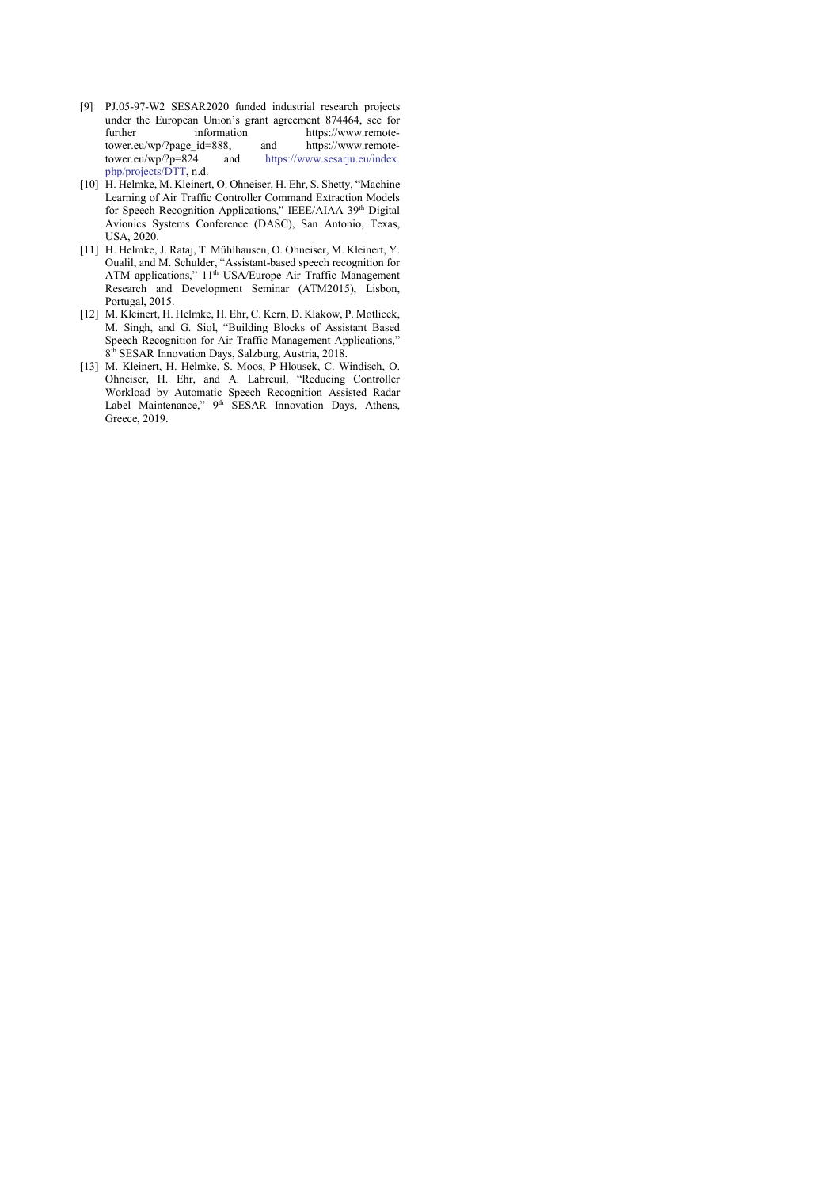[9] PJ.05-97-W2 SESAR2020 funded industrial research projects under the European Union's grant agreement 874464, see for further information https://www.remote-tower.eu/wp/?page_id=888, and https://www.remote-tower.eu/wp/?p=824 and https://www.sesarju.eu/index.php/projects/DTT, n.d.

[10] H. Helmke, M. Kleinert, O. Ohneiser, H. Ehr, S. Shetty, "Machine Learning of Air Traffic Controller Command Extraction Models for Speech Recognition Applications," IEEE/AIAA 39th Digital Avionics Systems Conference (DASC), San Antonio, Texas, USA, 2020.

[11] H. Helmke, J. Rataj, T. Mühlhausen, O. Ohneiser, M. Kleinert, Y. Oualil, and M. Schulder, "Assistant-based speech recognition for ATM applications," 11th USA/Europe Air Traffic Management Research and Development Seminar (ATM2015), Lisbon, Portugal, 2015.

[12] M. Kleinert, H. Helmke, H. Ehr, C. Kern, D. Klakow, P. Motlicek, M. Singh, and G. Siol, "Building Blocks of Assistant Based Speech Recognition for Air Traffic Management Applications," 8th SESAR Innovation Days, Salzburg, Austria, 2018.

[13] M. Kleinert, H. Helmke, S. Moos, P Hlousek, C. Windisch, O. Ohneiser, H. Ehr, and A. Labreuil, "Reducing Controller Workload by Automatic Speech Recognition Assisted Radar Label Maintenance," 9th SESAR Innovation Days, Athens, Greece, 2019.